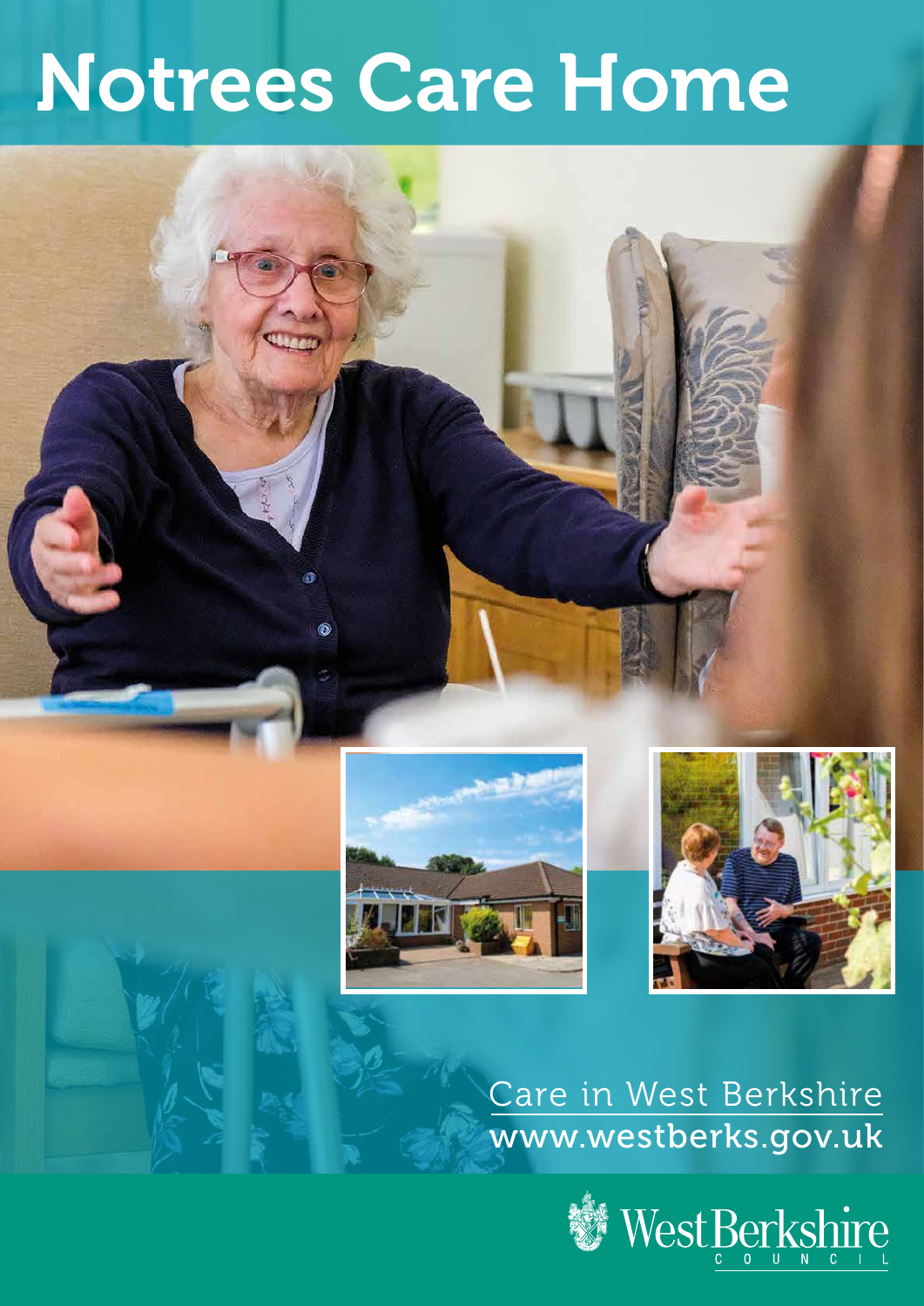# Notrees Care Home

Care in West Berkshire
www.westberks.gov.uk

West Berkshire COUNCIL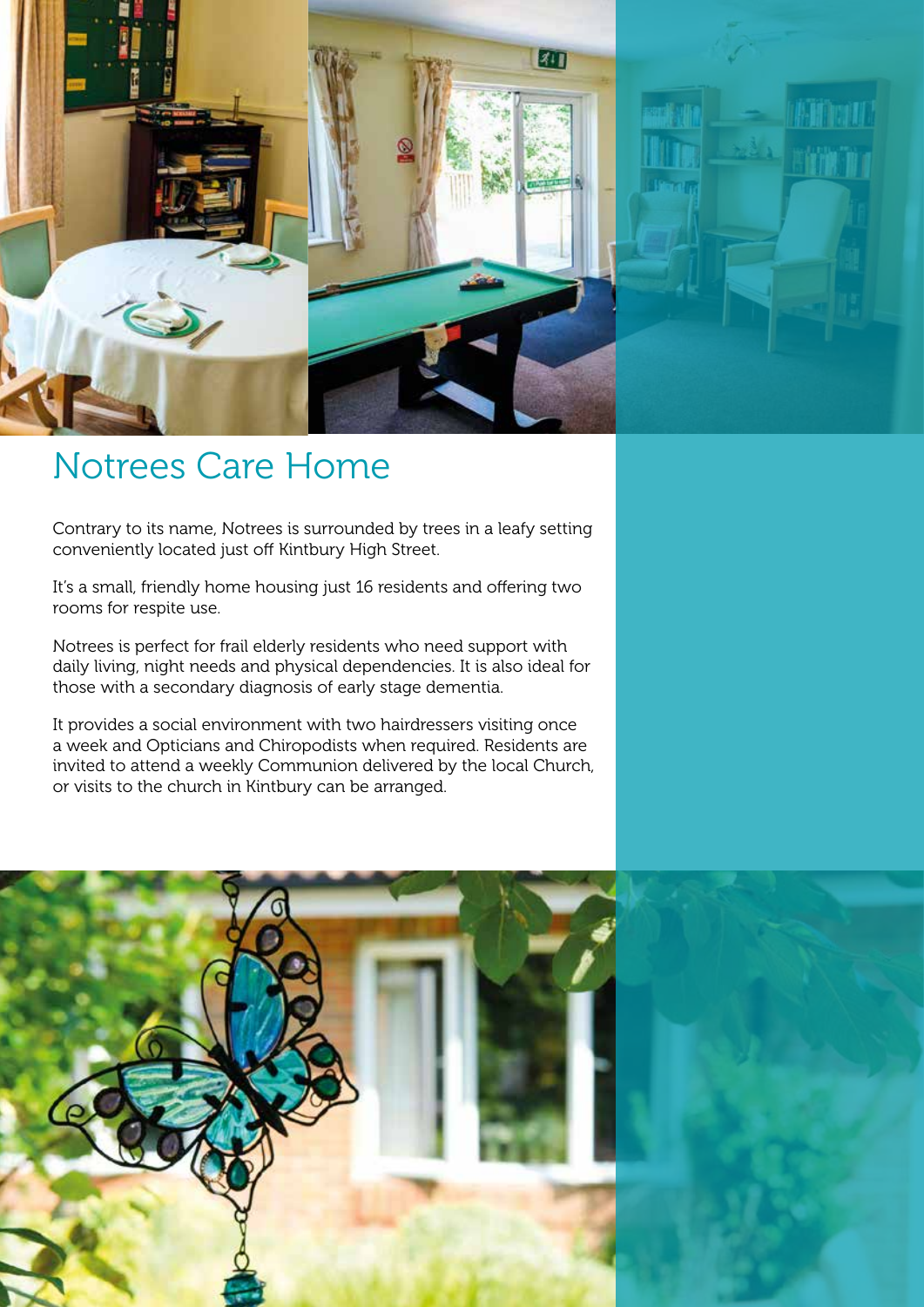# Notrees Care Home

Contrary to its name, Notrees is surrounded by trees in a leafy setting conveniently located just off Kintbury High Street.

It's a small, friendly home housing just 16 residents and offering two rooms for respite use.

Notrees is perfect for frail elderly residents who need support with daily living, night needs and physical dependencies. It is also ideal for those with a secondary diagnosis of early stage dementia.

It provides a social environment with two hairdressers visiting once a week and Opticians and Chiropodists when required. Residents are invited to attend a weekly Communion delivered by the local Church, or visits to the church in Kintbury can be arranged.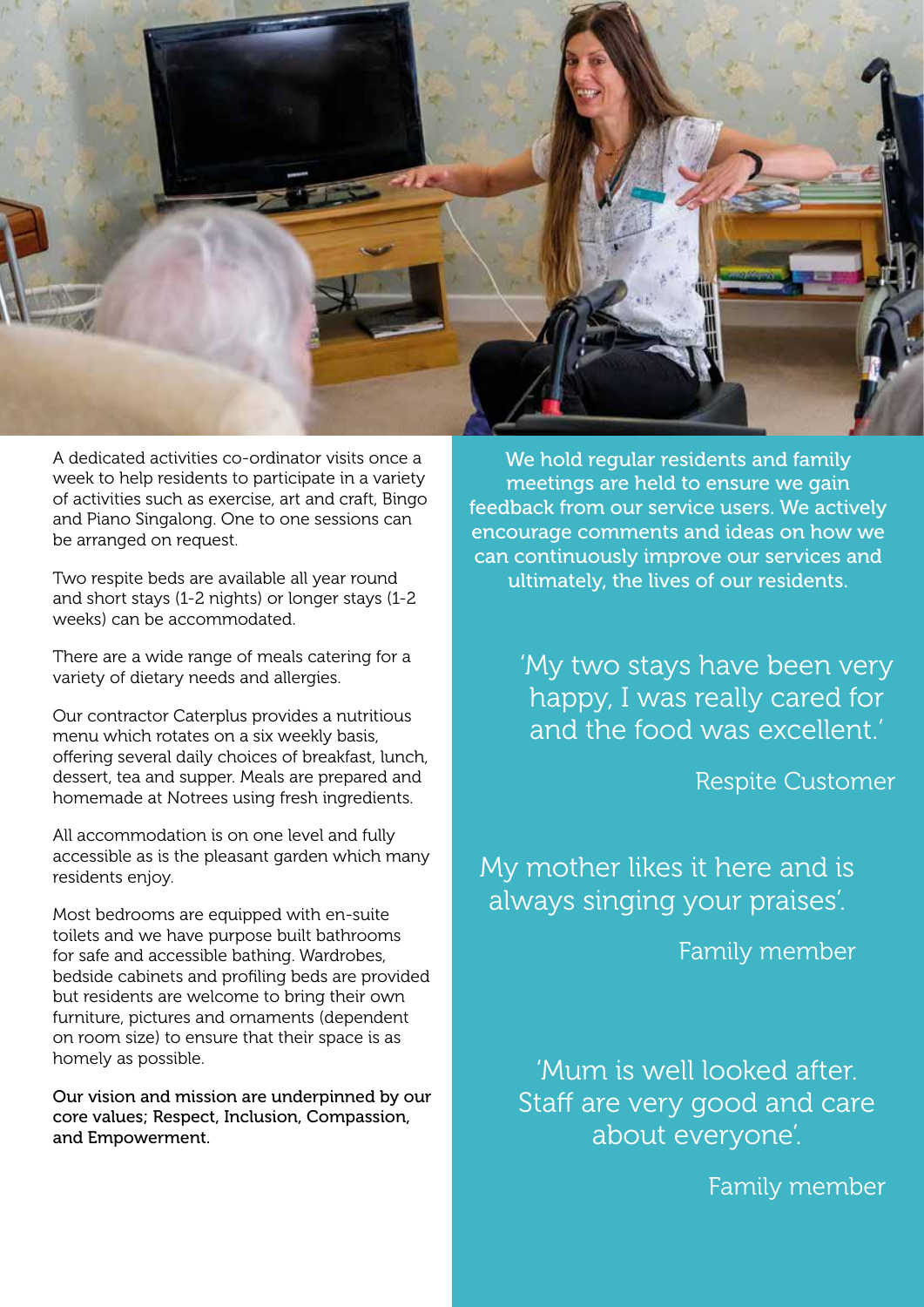A dedicated activities co-ordinator visits once a week to help residents to participate in a variety of activities such as exercise, art and craft, Bingo and Piano Singalong. One to one sessions can be arranged on request.

Two respite beds are available all year round and short stays (1-2 nights) or longer stays (1-2 weeks) can be accommodated.

There are a wide range of meals catering for a variety of dietary needs and allergies.

Our contractor Caterplus provides a nutritious menu which rotates on a six weekly basis, offering several daily choices of breakfast, lunch, dessert, tea and supper. Meals are prepared and homemade at Notrees using fresh ingredients.

All accommodation is on one level and fully accessible as is the pleasant garden which many residents enjoy.

Most bedrooms are equipped with en-suite toilets and we have purpose built bathrooms for safe and accessible bathing. Wardrobes, bedside cabinets and profiling beds are provided but residents are welcome to bring their own furniture, pictures and ornaments (dependent on room size) to ensure that their space is as homely as possible.

Our vision and mission are underpinned by our core values; Respect, Inclusion, Compassion, and Empowerment.

We hold regular residents and family meetings are held to ensure we gain feedback from our service users. We actively encourage comments and ideas on how we can continuously improve our services and ultimately, the lives of our residents.

'My two stays have been very happy, I was really cared for and the food was excellent.'

Respite Customer

My mother likes it here and is always singing your praises'.

Family member

'Mum is well looked after. Staff are very good and care about everyone'.

Family member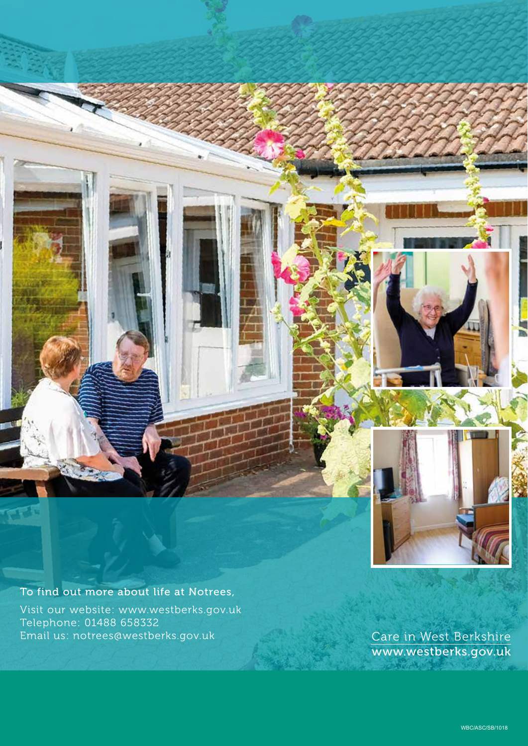To find out more about life at Notrees,

Visit our website: www.westberks.gov.uk
Telephone: 01488 658332
Email us: notrees@westberks.gov.uk

Care in West Berkshire
www.westberks.gov.uk

WBC/ASC/SB/1018